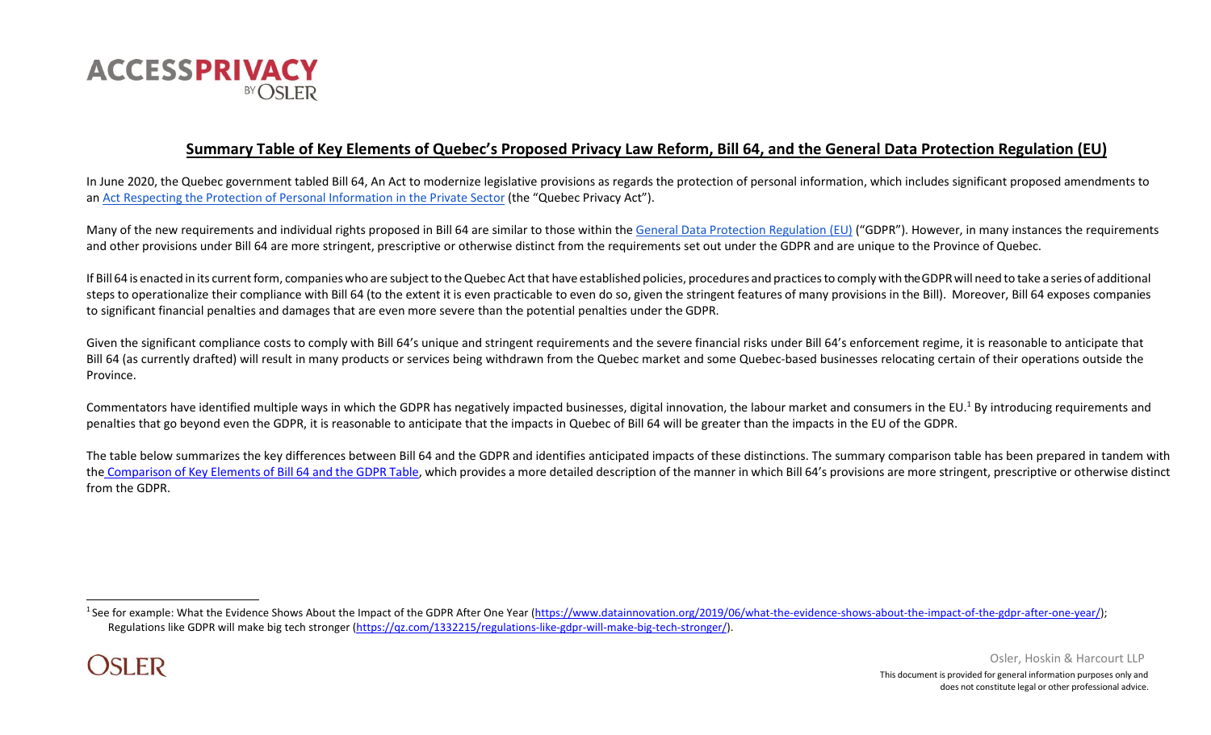# Summary Table of Key Elements of Quebec's Proposed Privacy Law Reform, Bill 64, and the General Data Protection Regulation (EU)

In June 2020, the Quebec government tabled Bill 64, An Act to modernize legislative provisions as regards the protection of personal information, which includes significant proposed amendments to an Act Respecting the Protection of Personal Information in the Private Sector (the "Quebec Privacy Act").

Many of the new requirements and individual rights proposed in Bill 64 are similar to those within the General Data Protection Regulation (EU) ("GDPR"). However, in many instances the requirements and other provisions under Bill 64 are more stringent, prescriptive or otherwise distinct from the requirements set out under the GDPR and are unique to the Province of Quebec.

If Bill 64 is enacted in its current form, companies who are subject to the Quebec Act that have established policies, procedures and practices to comply with the GDPR will need to take a series of additional steps to operationalize their compliance with Bill 64 (to the extent it is even practicable to even do so, given the stringent features of many provisions in the Bill). Moreover, Bill 64 exposes companies to significant financial penalties and damages that are even more severe than the potential penalties under the GDPR.

Given the significant compliance costs to comply with Bill 64's unique and stringent requirements and the severe financial risks under Bill 64's enforcement regime, it is reasonable to anticipate that Bill 64 (as currently drafted) will result in many products or services being withdrawn from the Quebec market and some Quebec-based businesses relocating certain of their operations outside the Province.

Commentators have identified multiple ways in which the GDPR has negatively impacted businesses, digital innovation, the labour market and consumers in the EU.[1] By introducing requirements and penalties that go beyond even the GDPR, it is reasonable to anticipate that the impacts in Quebec of Bill 64 will be greater than the impacts in the EU of the GDPR.

The table below summarizes the key differences between Bill 64 and the GDPR and identifies anticipated impacts of these distinctions. The summary comparison table has been prepared in tandem with the Comparison of Key Elements of Bill 64 and the GDPR Table, which provides a more detailed description of the manner in which Bill 64's provisions are more stringent, prescriptive or otherwise distinct from the GDPR.

---

[1] See for example: What the Evidence Shows About the Impact of the GDPR After One Year (https://www.datainnovation.org/2019/06/what-the-evidence-shows-about-the-impact-of-the-gdpr-after-one-year/); Regulations like GDPR will make big tech stronger (https://qz.com/1332215/regulations-like-gdpr-will-make-big-tech-stronger/).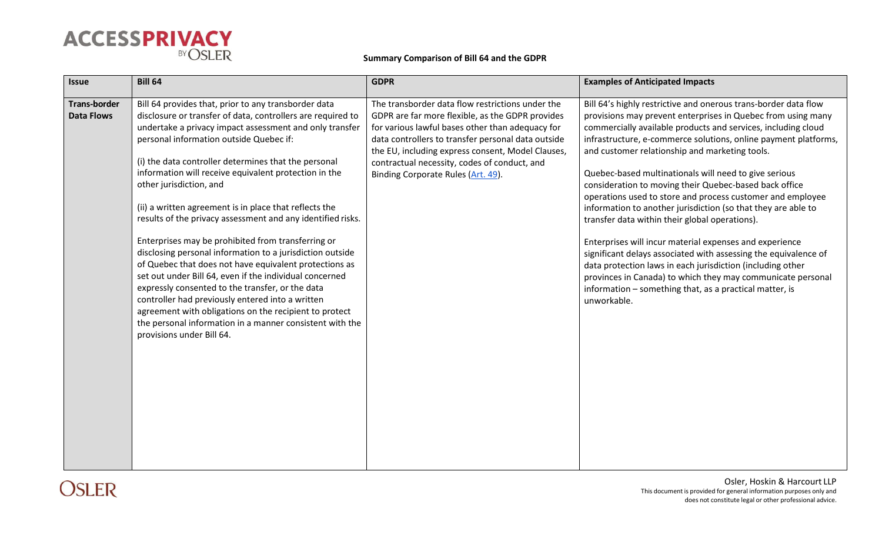| Issue | Bill 64 | GDPR | Examples of Anticipated Impacts |
|---|---|---|---|
| **Trans-border Data Flows** | Bill 64 provides that, prior to any transborder data disclosure or transfer of data, controllers are required to undertake a privacy impact assessment and only transfer personal information outside Quebec if:<br><br>(i) the data controller determines that the personal information will receive equivalent protection in the other jurisdiction, and<br><br>(ii) a written agreement is in place that reflects the results of the privacy assessment and any identified risks.<br><br>Enterprises may be prohibited from transferring or disclosing personal information to a jurisdiction outside of Quebec that does not have equivalent protections as set out under Bill 64, even if the individual concerned expressly consented to the transfer, or the data controller had previously entered into a written agreement with obligations on the recipient to protect the personal information in a manner consistent with the provisions under Bill 64. | The transborder data flow restrictions under the GDPR are far more flexible, as the GDPR provides for various lawful bases other than adequacy for data controllers to transfer personal data outside the EU, including express consent, Model Clauses, contractual necessity, codes of conduct, and Binding Corporate Rules (Art. 49). | Bill 64's highly restrictive and onerous trans-border data flow provisions may prevent enterprises in Quebec from using many commercially available products and services, including cloud infrastructure, e-commerce solutions, online payment platforms, and customer relationship and marketing tools.<br><br>Quebec-based multinationals will need to give serious consideration to moving their Quebec-based back office operations used to store and process customer and employee information to another jurisdiction (so that they are able to transfer data within their global operations).<br><br>Enterprises will incur material expenses and experience significant delays associated with assessing the equivalence of data protection laws in each jurisdiction (including other provinces in Canada) to which they may communicate personal information – something that, as a practical matter, is unworkable. |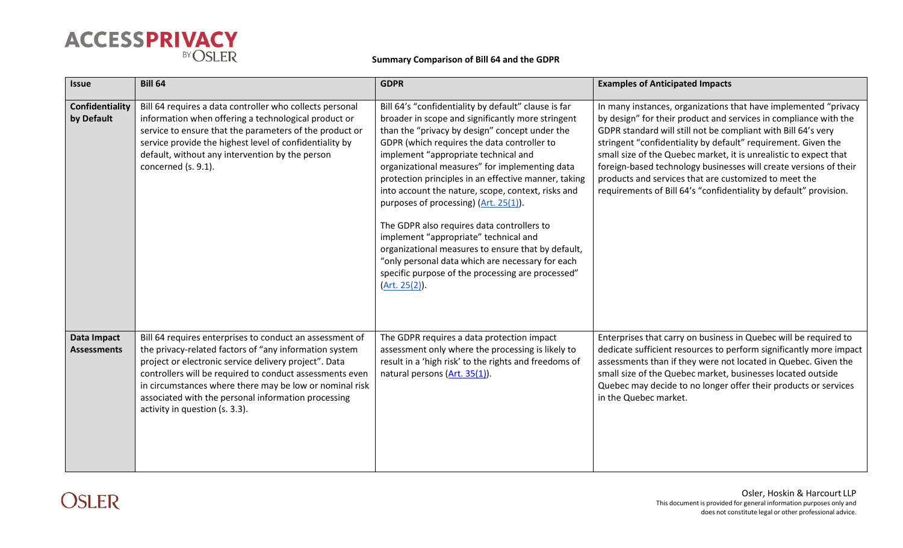**Summary Comparison of Bill 64 and the GDPR**

| Issue | Bill 64 | GDPR | Examples of Anticipated Impacts |
|---|---|---|---|
| **Confidentiality by Default** | Bill 64 requires a data controller who collects personal information when offering a technological product or service to ensure that the parameters of the product or service provide the highest level of confidentiality by default, without any intervention by the person concerned (s. 9.1). | Bill 64's "confidentiality by default" clause is far broader in scope and significantly more stringent than the "privacy by design" concept under the GDPR (which requires the data controller to implement "appropriate technical and organizational measures" for implementing data protection principles in an effective manner, taking into account the nature, scope, context, risks and purposes of processing) (Art. 25(1)).<br><br>The GDPR also requires data controllers to implement "appropriate" technical and organizational measures to ensure that by default, "only personal data which are necessary for each specific purpose of the processing are processed" (Art. 25(2)). | In many instances, organizations that have implemented "privacy by design" for their product and services in compliance with the GDPR standard will still not be compliant with Bill 64's very stringent "confidentiality by default" requirement. Given the small size of the Quebec market, it is unrealistic to expect that foreign-based technology businesses will create versions of their products and services that are customized to meet the requirements of Bill 64's "confidentiality by default" provision. |
| **Data Impact Assessments** | Bill 64 requires enterprises to conduct an assessment of the privacy-related factors of "any information system project or electronic service delivery project". Data controllers will be required to conduct assessments even in circumstances where there may be low or nominal risk associated with the personal information processing activity in question (s. 3.3). | The GDPR requires a data protection impact assessment only where the processing is likely to result in a 'high risk' to the rights and freedoms of natural persons (Art. 35(1)). | Enterprises that carry on business in Quebec will be required to dedicate sufficient resources to perform significantly more impact assessments than if they were not located in Quebec. Given the small size of the Quebec market, businesses located outside Quebec may decide to no longer offer their products or services in the Quebec market. |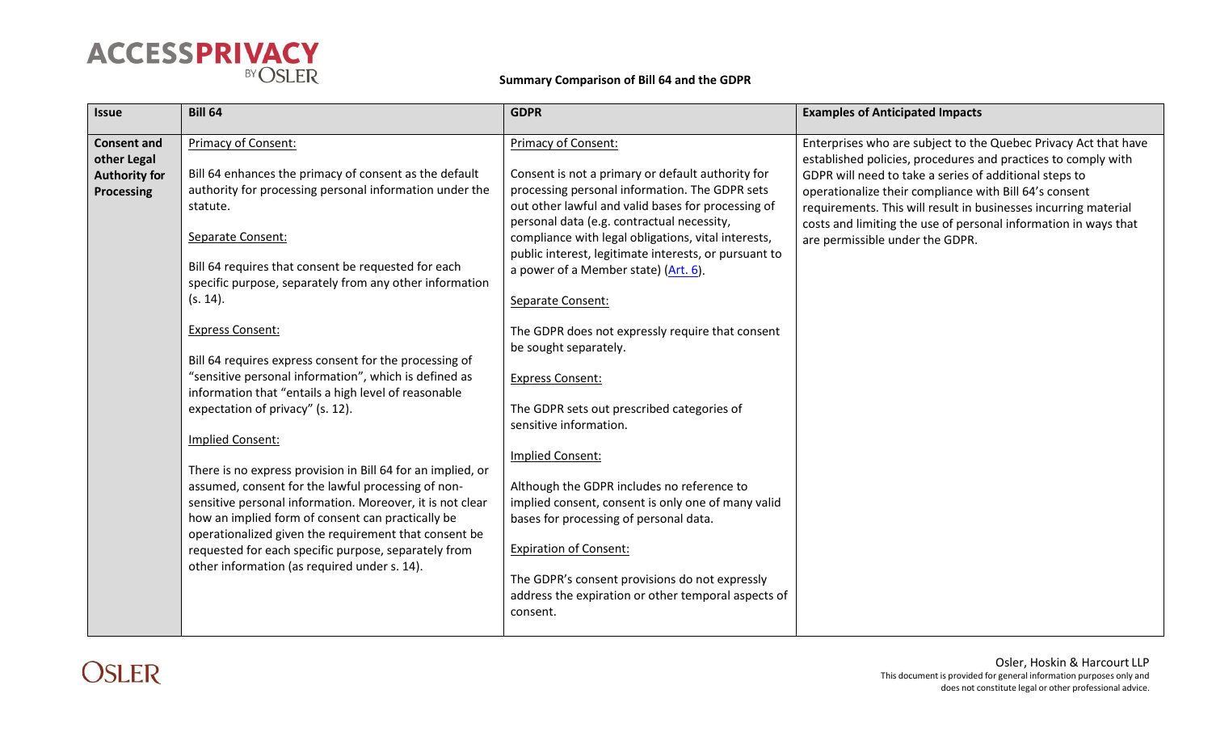**Summary Comparison of Bill 64 and the GDPR**

| Issue | Bill 64 | GDPR | Examples of Anticipated Impacts |
|---|---|---|---|
| **Consent and other Legal Authority for Processing** | Primary of Consent:<br><br>Bill 64 enhances the primacy of consent as the default authority for processing personal information under the statute.<br><br>Separate Consent:<br><br>Bill 64 requires that consent be requested for each specific purpose, separately from any other information (s. 14).<br><br>Express Consent:<br><br>Bill 64 requires express consent for the processing of "sensitive personal information", which is defined as information that "entails a high level of reasonable expectation of privacy" (s. 12).<br><br>Implied Consent:<br><br>There is no express provision in Bill 64 for an implied, or assumed, consent for the lawful processing of non-sensitive personal information. Moreover, it is not clear how an implied form of consent can practically be operationalized given the requirement that consent be requested for each specific purpose, separately from other information (as required under s. 14). | Primacy of Consent:<br><br>Consent is not a primary or default authority for processing personal information. The GDPR sets out other lawful and valid bases for processing of personal data (e.g. contractual necessity, compliance with legal obligations, vital interests, public interest, legitimate interests, or pursuant to a power of a Member state) (Art. 6).<br><br>Separate Consent:<br><br>The GDPR does not expressly require that consent be sought separately.<br><br>Express Consent:<br><br>The GDPR sets out prescribed categories of sensitive information.<br><br>Implied Consent:<br><br>Although the GDPR includes no reference to implied consent, consent is only one of many valid bases for processing of personal data.<br><br>Expiration of Consent:<br><br>The GDPR's consent provisions do not expressly address the expiration or other temporal aspects of consent. | Enterprises who are subject to the Quebec Privacy Act that have established policies, procedures and practices to comply with GDPR will need to take a series of additional steps to operationalize their compliance with Bill 64's consent requirements. This will result in businesses incurring material costs and limiting the use of personal information in ways that are permissible under the GDPR. |

Osler, Hoskin & Harcourt LLP
This document is provided for general information purposes only and does not constitute legal or other professional advice.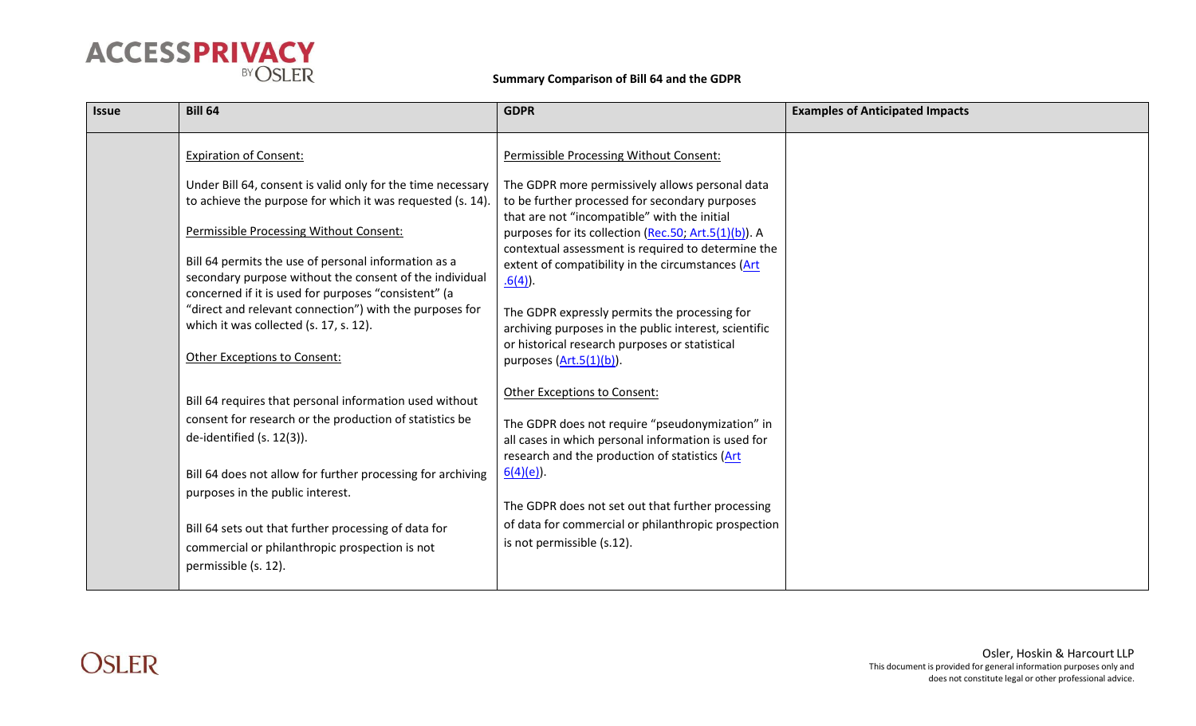**Summary Comparison of Bill 64 and the GDPR**

| Issue | Bill 64 | GDPR | Examples of Anticipated Impacts |
|---|---|---|---|
| | <u>Expiration of Consent:</u><br><br>Under Bill 64, consent is valid only for the time necessary to achieve the purpose for which it was requested (s. 14).<br><br><u>Permissible Processing Without Consent:</u><br><br>Bill 64 permits the use of personal information as a secondary purpose without the consent of the individual concerned if it is used for purposes "consistent" (a "direct and relevant connection") with the purposes for which it was collected (s. 17, s. 12).<br><br><u>Other Exceptions to Consent:</u><br><br>Bill 64 requires that personal information used without consent for research or the production of statistics be de-identified (s. 12(3)).<br><br>Bill 64 does not allow for further processing for archiving purposes in the public interest.<br><br>Bill 64 sets out that further processing of data for commercial or philanthropic prospection is not permissible (s. 12). | <u>Permissible Processing Without Consent:</u><br><br>The GDPR more permissively allows personal data to be further processed for secondary purposes that are not "incompatible" with the initial purposes for its collection (Rec.50; Art.5(1)(b)). A contextual assessment is required to determine the extent of compatibility in the circumstances (Art .6(4)).<br><br>The GDPR expressly permits the processing for archiving purposes in the public interest, scientific or historical research purposes or statistical purposes (Art.5(1)(b)).<br><br><u>Other Exceptions to Consent:</u><br><br>The GDPR does not require "pseudonymization" in all cases in which personal information is used for research and the production of statistics (Art 6(4)(e)).<br><br>The GDPR does not set out that further processing of data for commercial or philanthropic prospection is not permissible (s.12). | |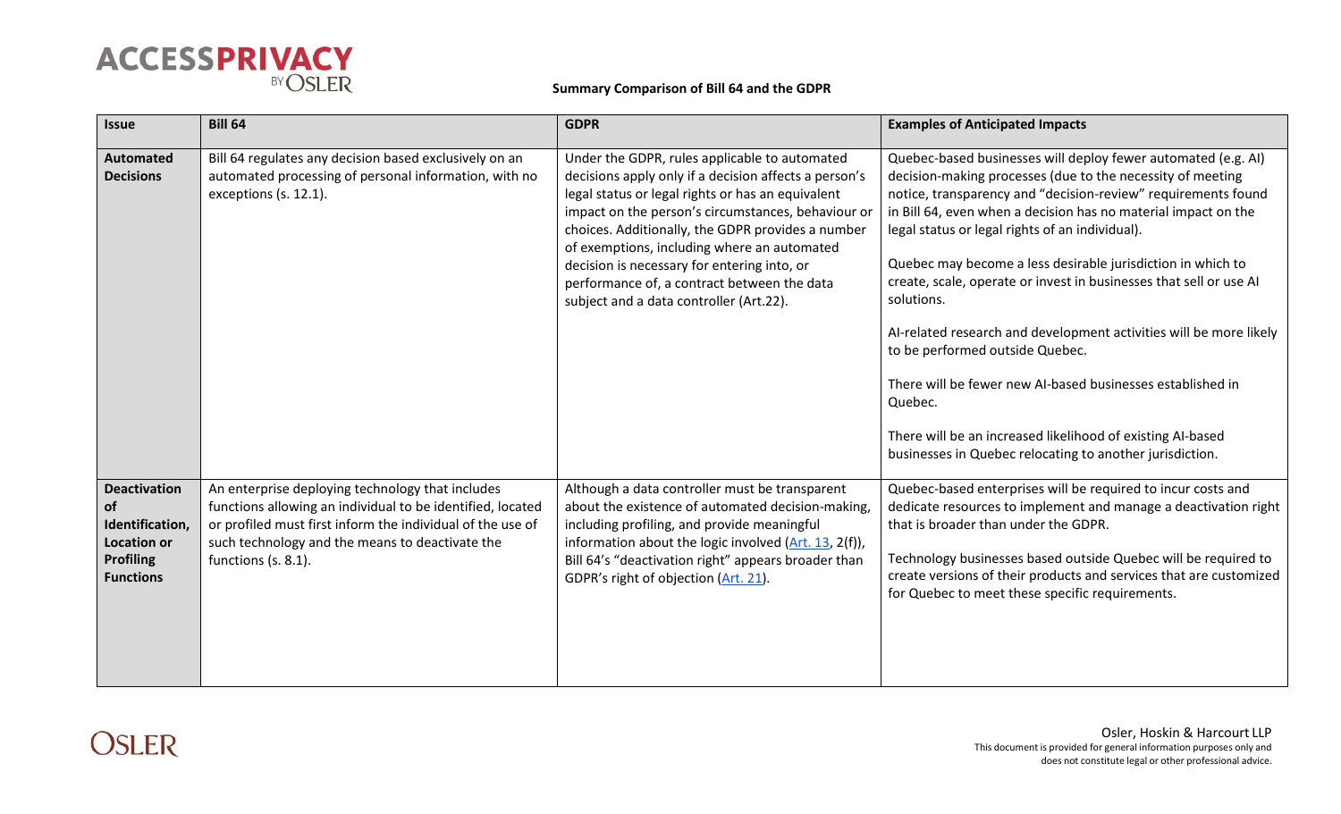**Summary Comparison of Bill 64 and the GDPR**

| Issue | Bill 64 | GDPR | Examples of Anticipated Impacts |
| --- | --- | --- | --- |
| **Automated Decisions** | Bill 64 regulates any decision based exclusively on an automated processing of personal information, with no exceptions (s. 12.1). | Under the GDPR, rules applicable to automated decisions apply only if a decision affects a person's legal status or legal rights or has an equivalent impact on the person's circumstances, behaviour or choices. Additionally, the GDPR provides a number of exemptions, including where an automated decision is necessary for entering into, or performance of, a contract between the data subject and a data controller (Art.22). | Quebec-based businesses will deploy fewer automated (e.g. AI) decision-making processes (due to the necessity of meeting notice, transparency and "decision-review" requirements found in Bill 64, even when a decision has no material impact on the legal status or legal rights of an individual).<br><br>Quebec may become a less desirable jurisdiction in which to create, scale, operate or invest in businesses that sell or use AI solutions.<br><br>AI-related research and development activities will be more likely to be performed outside Quebec.<br><br>There will be fewer new AI-based businesses established in Quebec.<br><br>There will be an increased likelihood of existing AI-based businesses in Quebec relocating to another jurisdiction. |
| **Deactivation of Identification, Location or Profiling Functions** | An enterprise deploying technology that includes functions allowing an individual to be identified, located or profiled must first inform the individual of the use of such technology and the means to deactivate the functions (s. 8.1). | Although a data controller must be transparent about the existence of automated decision-making, including profiling, and provide meaningful information about the logic involved (Art. 13, 2(f)), Bill 64's "deactivation right" appears broader than GDPR's right of objection (Art. 21). | Quebec-based enterprises will be required to incur costs and dedicate resources to implement and manage a deactivation right that is broader than under the GDPR.<br><br>Technology businesses based outside Quebec will be required to create versions of their products and services that are customized for Quebec to meet these specific requirements. |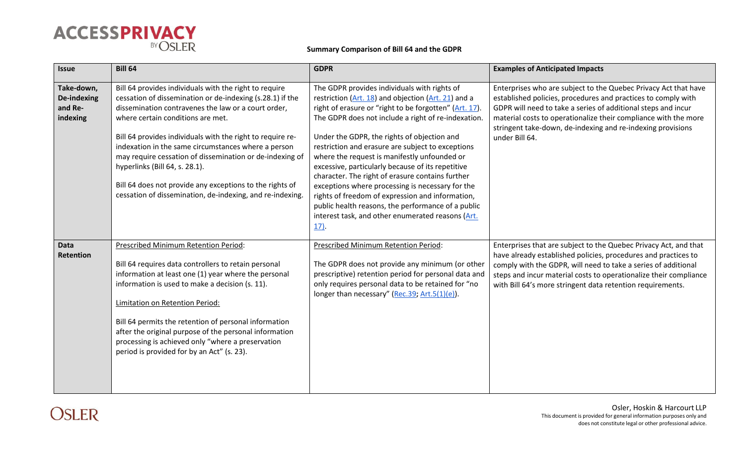**Summary Comparison of Bill 64 and the GDPR**

| Issue | Bill 64 | GDPR | Examples of Anticipated Impacts |
|---|---|---|---|
| **Take-down, De-indexing and Re-indexing** | Bill 64 provides individuals with the right to require cessation of dissemination or de-indexing (s.28.1) if the dissemination contravenes the law or a court order, where certain conditions are met.<br><br>Bill 64 provides individuals with the right to require re-indexation in the same circumstances where a person may require cessation of dissemination or de-indexing of hyperlinks (Bill 64, s. 28.1).<br><br>Bill 64 does not provide any exceptions to the rights of cessation of dissemination, de-indexing, and re-indexing. | The GDPR provides individuals with rights of restriction (Art. 18) and objection (Art. 21) and a right of erasure or "right to be forgotten" (Art. 17). The GDPR does not include a right of re-indexation.<br><br>Under the GDPR, the rights of objection and restriction and erasure are subject to exceptions where the request is manifestly unfounded or excessive, particularly because of its repetitive character. The right of erasure contains further exceptions where processing is necessary for the rights of freedom of expression and information, public health reasons, the performance of a public interest task, and other enumerated reasons (Art. 17). | Enterprises who are subject to the Quebec Privacy Act that have established policies, procedures and practices to comply with GDPR will need to take a series of additional steps and incur material costs to operationalize their compliance with the more stringent take-down, de-indexing and re-indexing provisions under Bill 64. |
| **Data Retention** | Prescribed Minimum Retention Period:<br><br>Bill 64 requires data controllers to retain personal information at least one (1) year where the personal information is used to make a decision (s. 11).<br><br>Limitation on Retention Period:<br><br>Bill 64 permits the retention of personal information after the original purpose of the personal information processing is achieved only "where a preservation period is provided for by an Act" (s. 23). | Prescribed Minimum Retention Period:<br><br>The GDPR does not provide any minimum (or other prescriptive) retention period for personal data and only requires personal data to be retained for "no longer than necessary" (Rec.39; Art.5(1)(e)). | Enterprises that are subject to the Quebec Privacy Act, and that have already established policies, procedures and practices to comply with the GDPR, will need to take a series of additional steps and incur material costs to operationalize their compliance with Bill 64's more stringent data retention requirements. |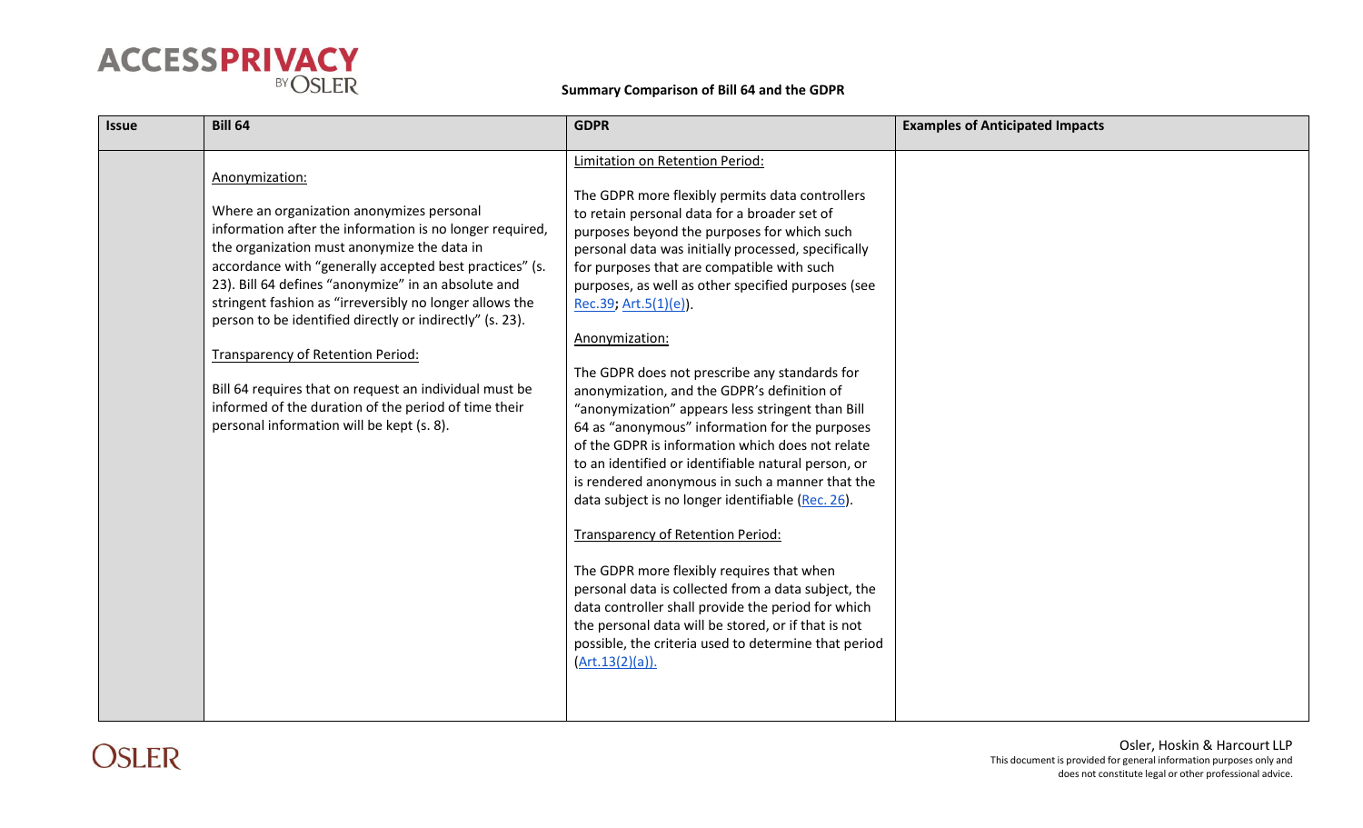**Summary Comparison of Bill 64 and the GDPR**

| Issue | Bill 64 | GDPR | Examples of Anticipated Impacts |
|---|---|---|---|
| | Anonymization:<br><br>Where an organization anonymizes personal information after the information is no longer required, the organization must anonymize the data in accordance with "generally accepted best practices" (s. 23). Bill 64 defines "anonymize" in an absolute and stringent fashion as "irreversibly no longer allows the person to be identified directly or indirectly" (s. 23).<br><br>Transparency of Retention Period:<br><br>Bill 64 requires that on request an individual must be informed of the duration of the period of time their personal information will be kept (s. 8). | Limitation on Retention Period:<br><br>The GDPR more flexibly permits data controllers to retain personal data for a broader set of purposes beyond the purposes for which such personal data was initially processed, specifically for purposes that are compatible with such purposes, as well as other specified purposes (see Rec.39; Art.5(1)(e)).<br><br>Anonymization:<br><br>The GDPR does not prescribe any standards for anonymization, and the GDPR's definition of "anonymization" appears less stringent than Bill 64 as "anonymous" information for the purposes of the GDPR is information which does not relate to an identified or identifiable natural person, or is rendered anonymous in such a manner that the data subject is no longer identifiable (Rec. 26).<br><br>Transparency of Retention Period:<br><br>The GDPR more flexibly requires that when personal data is collected from a data subject, the data controller shall provide the period for which the personal data will be stored, or if that is not possible, the criteria used to determine that period (Art.13(2)(a)). | |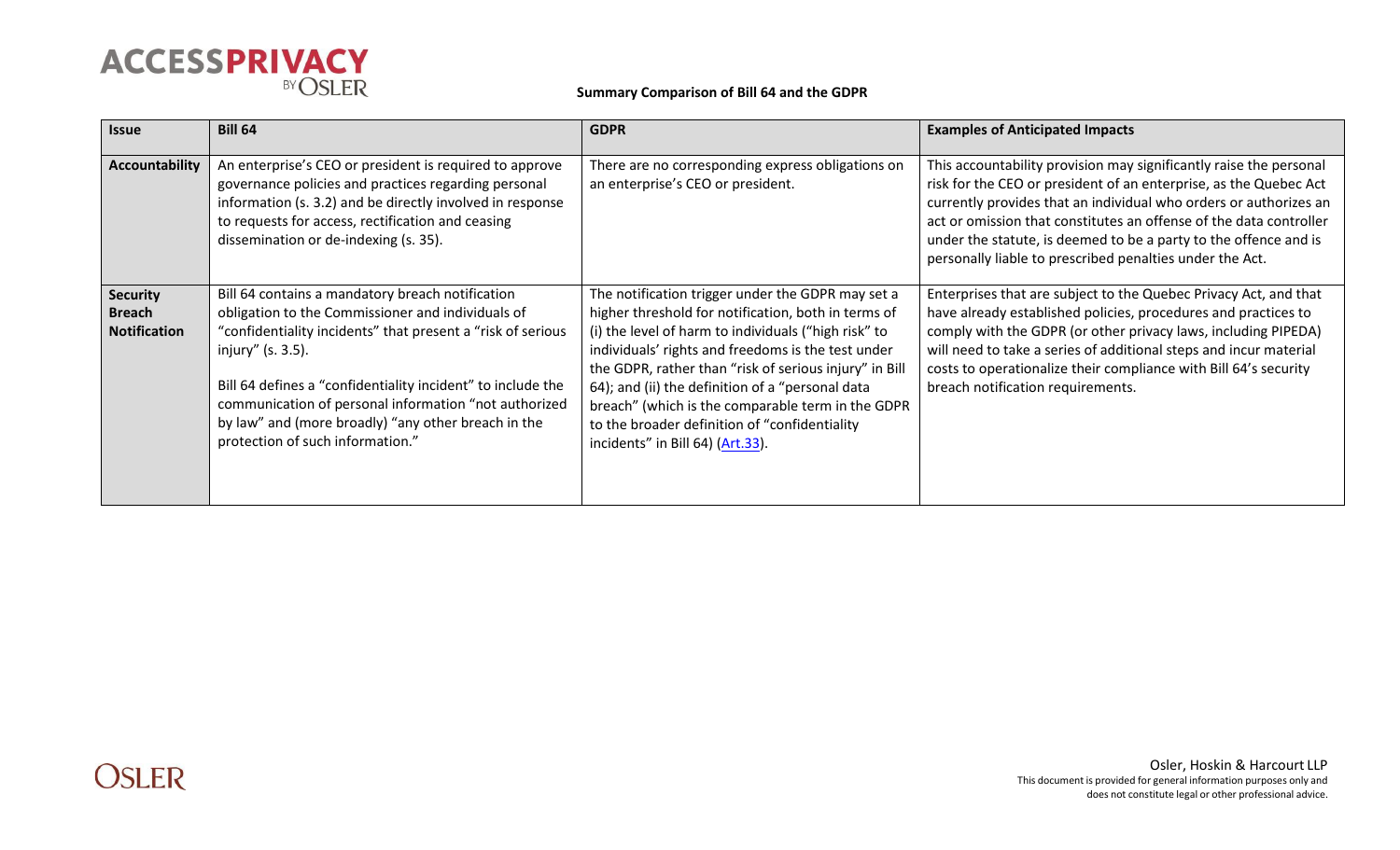**Summary Comparison of Bill 64 and the GDPR**

| Issue | Bill 64 | GDPR | Examples of Anticipated Impacts |
|---|---|---|---|
| **Accountability** | An enterprise's CEO or president is required to approve governance policies and practices regarding personal information (s. 3.2) and be directly involved in response to requests for access, rectification and ceasing dissemination or de-indexing (s. 35). | There are no corresponding express obligations on an enterprise's CEO or president. | This accountability provision may significantly raise the personal risk for the CEO or president of an enterprise, as the Quebec Act currently provides that an individual who orders or authorizes an act or omission that constitutes an offense of the data controller under the statute, is deemed to be a party to the offence and is personally liable to prescribed penalties under the Act. |
| **Security Breach Notification** | Bill 64 contains a mandatory breach notification obligation to the Commissioner and individuals of "confidentiality incidents" that present a "risk of serious injury" (s. 3.5).<br><br>Bill 64 defines a "confidentiality incident" to include the communication of personal information "not authorized by law" and (more broadly) "any other breach in the protection of such information." | The notification trigger under the GDPR may set a higher threshold for notification, both in terms of (i) the level of harm to individuals ("high risk" to individuals' rights and freedoms is the test under the GDPR, rather than "risk of serious injury" in Bill 64); and (ii) the definition of a "personal data breach" (which is the comparable term in the GDPR to the broader definition of "confidentiality incidents" in Bill 64) (Art.33). | Enterprises that are subject to the Quebec Privacy Act, and that have already established policies, procedures and practices to comply with the GDPR (or other privacy laws, including PIPEDA) will need to take a series of additional steps and incur material costs to operationalize their compliance with Bill 64's security breach notification requirements. |

Osler, Hoskin & Harcourt LLP
This document is provided for general information purposes only and does not constitute legal or other professional advice.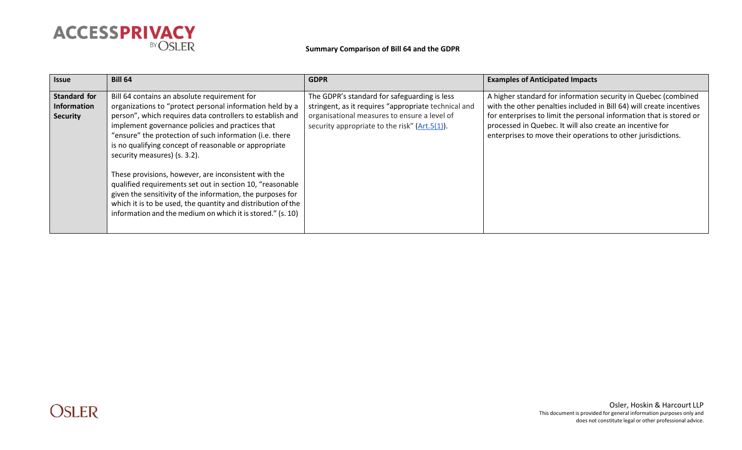**Summary Comparison of Bill 64 and the GDPR**

| Issue | Bill 64 | GDPR | Examples of Anticipated Impacts |
| --- | --- | --- | --- |
| **Standard for Information Security** | Bill 64 contains an absolute requirement for organizations to "protect personal information held by a person", which requires data controllers to establish and implement governance policies and practices that "ensure" the protection of such information (i.e. there is no qualifying concept of reasonable or appropriate security measures) (s. 3.2).<br><br>These provisions, however, are inconsistent with the qualified requirements set out in section 10, "reasonable given the sensitivity of the information, the purposes for which it is to be used, the quantity and distribution of the information and the medium on which it is stored." (s. 10) | The GDPR's standard for safeguarding is less stringent, as it requires "appropriate technical and organisational measures to ensure a level of security appropriate to the risk" (Art.5(1)). | A higher standard for information security in Quebec (combined with the other penalties included in Bill 64) will create incentives for enterprises to limit the personal information that is stored or processed in Quebec. It will also create an incentive for enterprises to move their operations to other jurisdictions. |

Osler, Hoskin & Harcourt LLP
This document is provided for general information purposes only and does not constitute legal or other professional advice.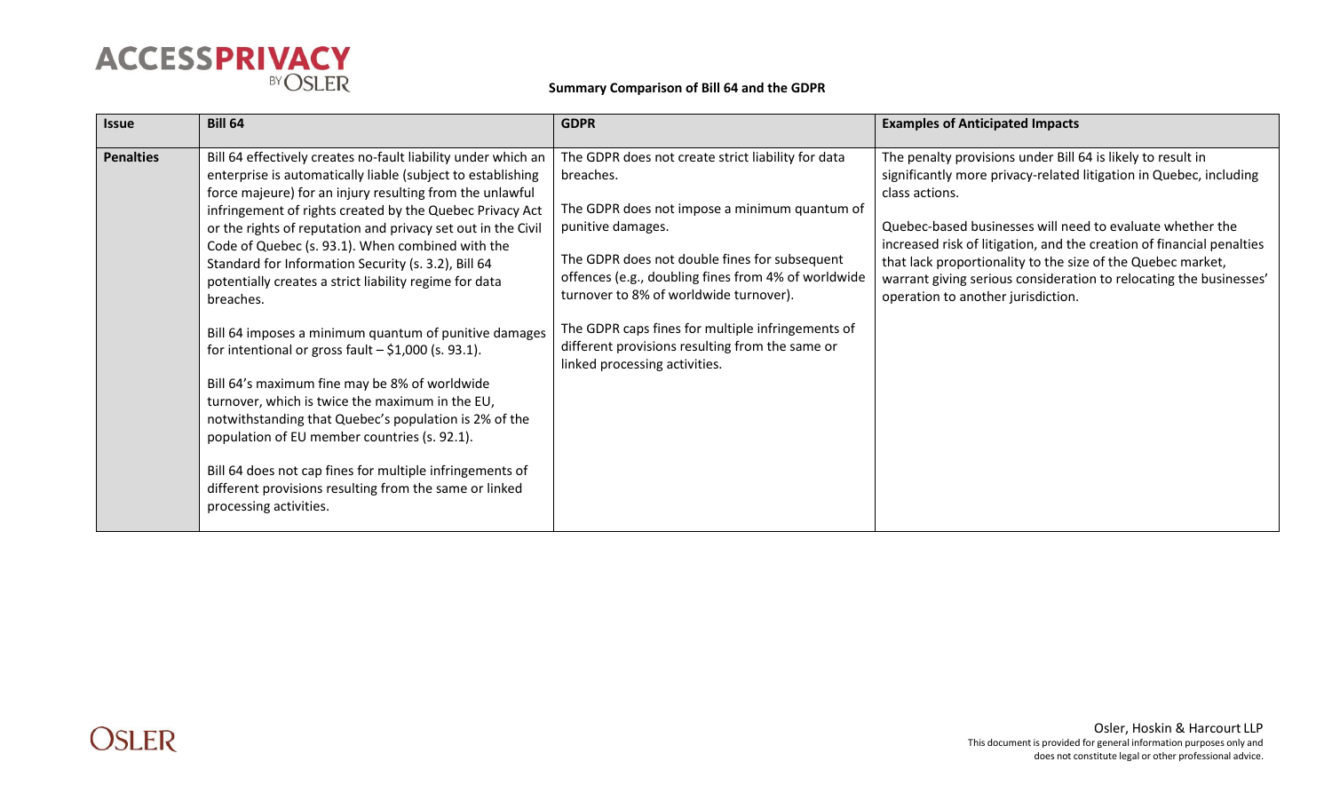**Summary Comparison of Bill 64 and the GDPR**

| Issue | Bill 64 | GDPR | Examples of Anticipated Impacts |
|---|---|---|---|
| **Penalties** | Bill 64 effectively creates no-fault liability under which an enterprise is automatically liable (subject to establishing force majeure) for an injury resulting from the unlawful infringement of rights created by the Quebec Privacy Act or the rights of reputation and privacy set out in the Civil Code of Quebec (s. 93.1). When combined with the Standard for Information Security (s. 3.2), Bill 64 potentially creates a strict liability regime for data breaches.<br><br>Bill 64 imposes a minimum quantum of punitive damages for intentional or gross fault – $1,000 (s. 93.1).<br><br>Bill 64's maximum fine may be 8% of worldwide turnover, which is twice the maximum in the EU, notwithstanding that Quebec's population is 2% of the population of EU member countries (s. 92.1).<br><br>Bill 64 does not cap fines for multiple infringements of different provisions resulting from the same or linked processing activities. | The GDPR does not create strict liability for data breaches.<br><br>The GDPR does not impose a minimum quantum of punitive damages.<br><br>The GDPR does not double fines for subsequent offences (e.g., doubling fines from 4% of worldwide turnover to 8% of worldwide turnover).<br><br>The GDPR caps fines for multiple infringements of different provisions resulting from the same or linked processing activities. | The penalty provisions under Bill 64 is likely to result in significantly more privacy-related litigation in Quebec, including class actions.<br><br>Quebec-based businesses will need to evaluate whether the increased risk of litigation, and the creation of financial penalties that lack proportionality to the size of the Quebec market, warrant giving serious consideration to relocating the businesses' operation to another jurisdiction. |

Osler, Hoskin & Harcourt LLP
This document is provided for general information purposes only and does not constitute legal or other professional advice.